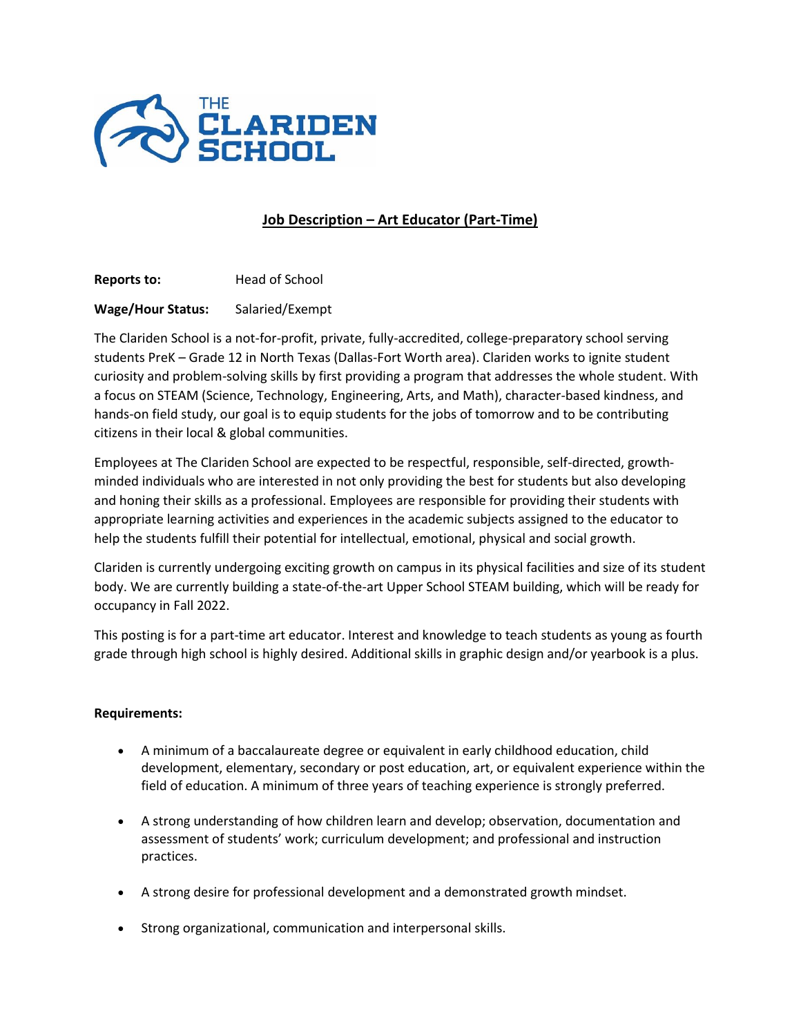# Job Description – Art Educator (Part-Time)

**Reports to:** Head of School

**Wage/Hour Status:** Salaried/Exempt

The Clariden School is a not-for-profit, private, fully-accredited, college-preparatory school serving students PreK – Grade 12 in North Texas (Dallas-Fort Worth area). Clariden works to ignite student curiosity and problem-solving skills by first providing a program that addresses the whole student. With a focus on STEAM (Science, Technology, Engineering, Arts, and Math), character-based kindness, and hands-on field study, our goal is to equip students for the jobs of tomorrow and to be contributing citizens in their local & global communities.

Employees at The Clariden School are expected to be respectful, responsible, self-directed, growth-minded individuals who are interested in not only providing the best for students but also developing and honing their skills as a professional. Employees are responsible for providing their students with appropriate learning activities and experiences in the academic subjects assigned to the educator to help the students fulfill their potential for intellectual, emotional, physical and social growth.

Clariden is currently undergoing exciting growth on campus in its physical facilities and size of its student body. We are currently building a state-of-the-art Upper School STEAM building, which will be ready for occupancy in Fall 2022.

This posting is for a part-time art educator. Interest and knowledge to teach students as young as fourth grade through high school is highly desired. Additional skills in graphic design and/or yearbook is a plus.

**Requirements:**

- A minimum of a baccalaureate degree or equivalent in early childhood education, child development, elementary, secondary or post education, art, or equivalent experience within the field of education. A minimum of three years of teaching experience is strongly preferred.
- A strong understanding of how children learn and develop; observation, documentation and assessment of students' work; curriculum development; and professional and instruction practices.
- A strong desire for professional development and a demonstrated growth mindset.
- Strong organizational, communication and interpersonal skills.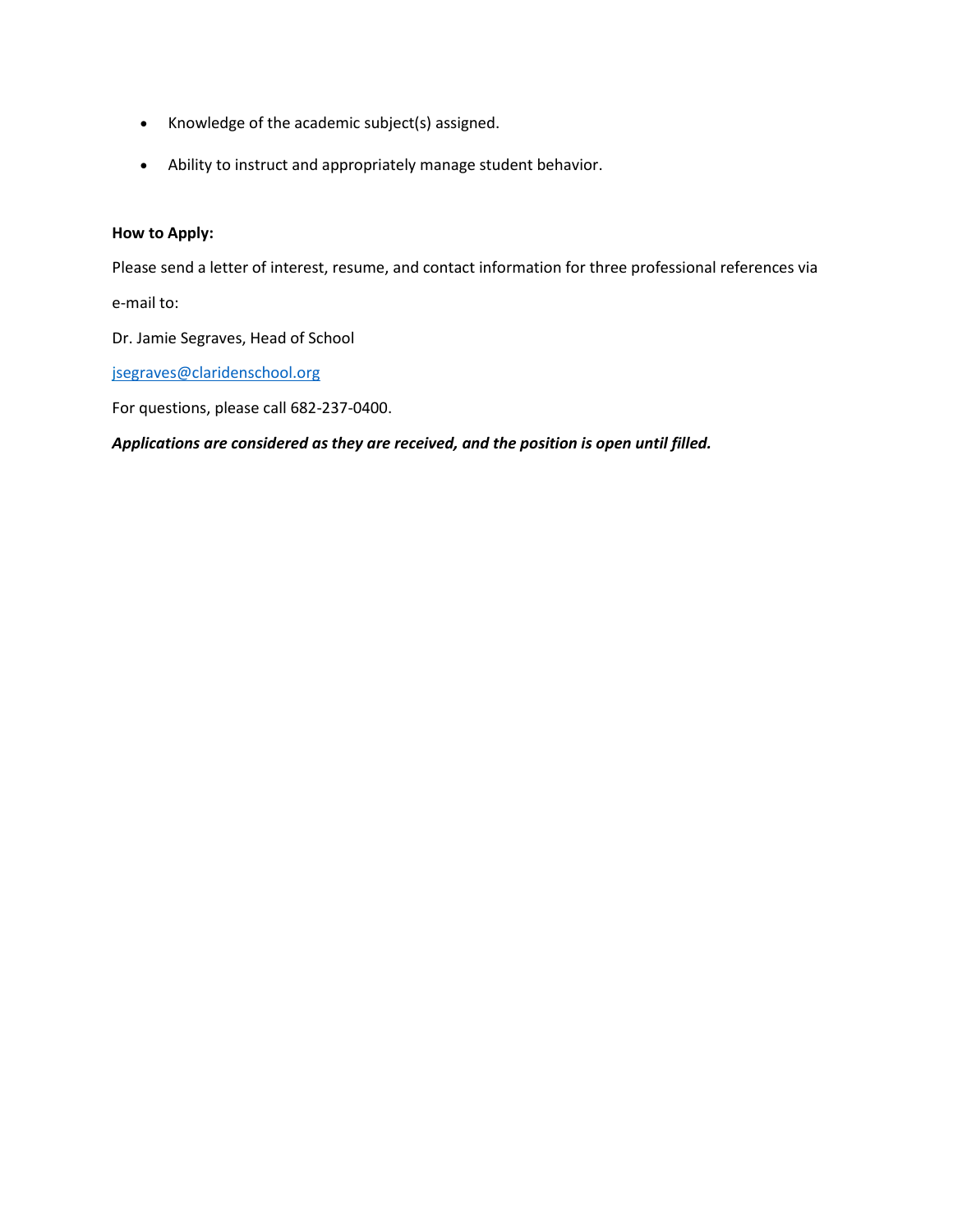- Knowledge of the academic subject(s) assigned.
- Ability to instruct and appropriately manage student behavior.

**How to Apply:**

Please send a letter of interest, resume, and contact information for three professional references via e-mail to:

Dr. Jamie Segraves, Head of School

jsegraves@claridenschool.org

For questions, please call 682-237-0400.

***Applications are considered as they are received, and the position is open until filled.***